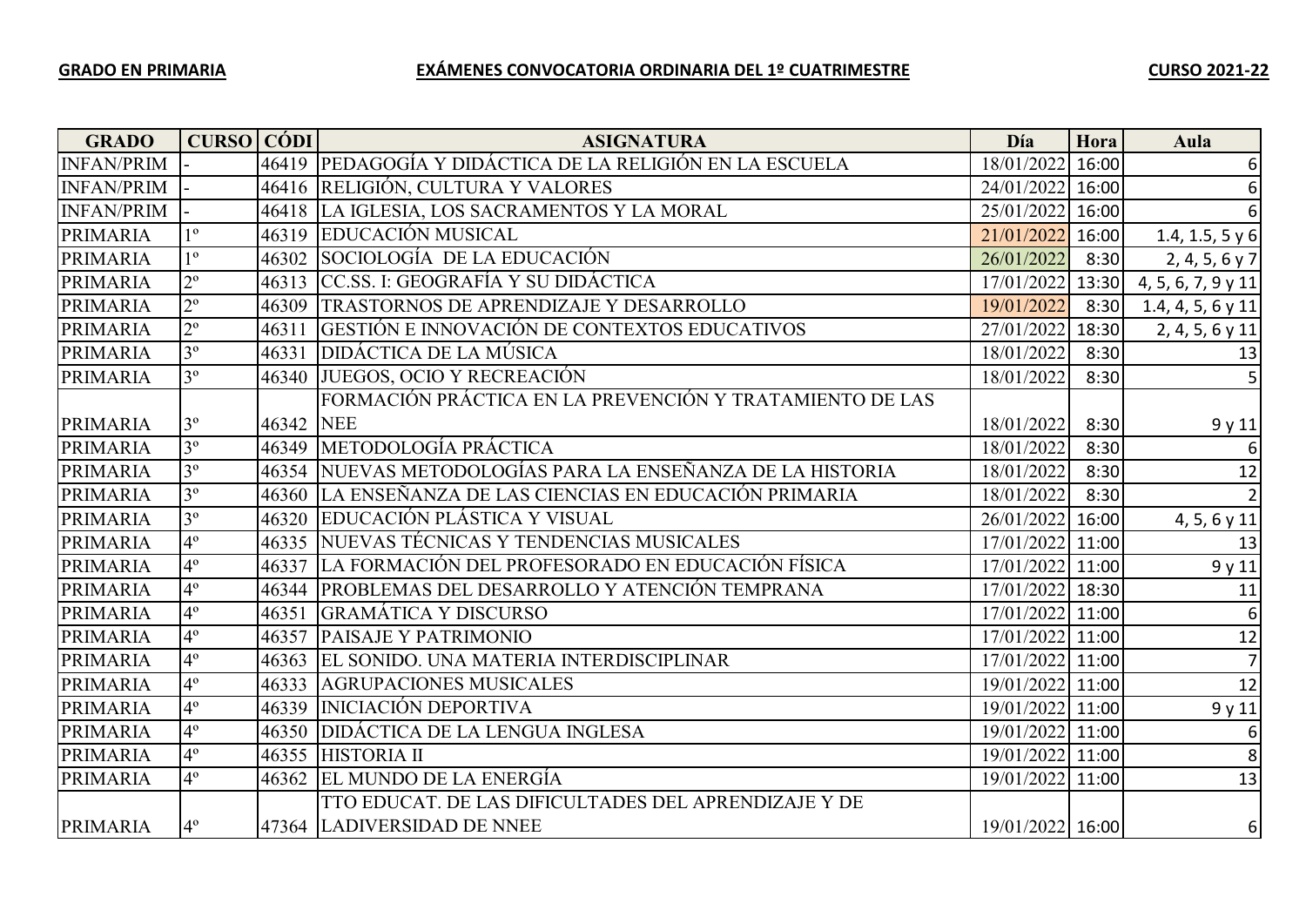**GRADO EN PRIMARIA** **EXÁMENES CONVOCATORIA ORDINARIA DEL 1º CUATRIMESTRE** **CURSO 2021-22**

| GRADO | CURSO | CÓDI | ASIGNATURA | Día | Hora | Aula |
|---|---|---|---|---|---|---|
| INFAN/PRIM | - | 46419 | PEDAGOGÍA Y DIDÁCTICA DE LA RELIGIÓN EN LA ESCUELA | 18/01/2022 | 16:00 | 6 |
| INFAN/PRIM | - | 46416 | RELIGIÓN, CULTURA Y VALORES | 24/01/2022 | 16:00 | 6 |
| INFAN/PRIM | - | 46418 | LA IGLESIA, LOS SACRAMENTOS Y LA MORAL | 25/01/2022 | 16:00 | 6 |
| PRIMARIA | 1º | 46319 | EDUCACIÓN MUSICAL | 21/01/2022 | 16:00 | 1.4, 1.5, 5 y 6 |
| PRIMARIA | 1º | 46302 | SOCIOLOGÍA DE LA EDUCACIÓN | 26/01/2022 | 8:30 | 2, 4, 5, 6 y 7 |
| PRIMARIA | 2º | 46313 | CC.SS. I: GEOGRAFÍA Y SU DIDÁCTICA | 17/01/2022 | 13:30 | 4, 5, 6, 7, 9 y 11 |
| PRIMARIA | 2º | 46309 | TRASTORNOS DE APRENDIZAJE Y DESARROLLO | 19/01/2022 | 8:30 | 1.4, 4, 5, 6 y 11 |
| PRIMARIA | 2º | 46311 | GESTIÓN E INNOVACIÓN DE CONTEXTOS EDUCATIVOS | 27/01/2022 | 18:30 | 2, 4, 5, 6 y 11 |
| PRIMARIA | 3º | 46331 | DIDÁCTICA DE LA MÚSICA | 18/01/2022 | 8:30 | 13 |
| PRIMARIA | 3º | 46340 | JUEGOS, OCIO Y RECREACIÓN | 18/01/2022 | 8:30 | 5 |
| PRIMARIA | 3º | 46342 | FORMACIÓN PRÁCTICA EN LA PREVENCIÓN Y TRATAMIENTO DE LAS NEE | 18/01/2022 | 8:30 | 9 y 11 |
| PRIMARIA | 3º | 46349 | METODOLOGÍA PRÁCTICA | 18/01/2022 | 8:30 | 6 |
| PRIMARIA | 3º | 46354 | NUEVAS METODOLOGÍAS PARA LA ENSEÑANZA DE LA HISTORIA | 18/01/2022 | 8:30 | 12 |
| PRIMARIA | 3º | 46360 | LA ENSEÑANZA DE LAS CIENCIAS EN EDUCACIÓN PRIMARIA | 18/01/2022 | 8:30 | 2 |
| PRIMARIA | 3º | 46320 | EDUCACIÓN PLÁSTICA Y VISUAL | 26/01/2022 | 16:00 | 4, 5, 6 y 11 |
| PRIMARIA | 4º | 46335 | NUEVAS TÉCNICAS Y TENDENCIAS MUSICALES | 17/01/2022 | 11:00 | 13 |
| PRIMARIA | 4º | 46337 | LA FORMACIÓN DEL PROFESORADO EN EDUCACIÓN FÍSICA | 17/01/2022 | 11:00 | 9 y 11 |
| PRIMARIA | 4º | 46344 | PROBLEMAS DEL DESARROLLO Y ATENCIÓN TEMPRANA | 17/01/2022 | 18:30 | 11 |
| PRIMARIA | 4º | 46351 | GRAMÁTICA Y DISCURSO | 17/01/2022 | 11:00 | 6 |
| PRIMARIA | 4º | 46357 | PAISAJE Y PATRIMONIO | 17/01/2022 | 11:00 | 12 |
| PRIMARIA | 4º | 46363 | EL SONIDO. UNA MATERIA INTERDISCIPLINAR | 17/01/2022 | 11:00 | 7 |
| PRIMARIA | 4º | 46333 | AGRUPACIONES MUSICALES | 19/01/2022 | 11:00 | 12 |
| PRIMARIA | 4º | 46339 | INICIACIÓN DEPORTIVA | 19/01/2022 | 11:00 | 9 y 11 |
| PRIMARIA | 4º | 46350 | DIDÁCTICA DE LA LENGUA INGLESA | 19/01/2022 | 11:00 | 6 |
| PRIMARIA | 4º | 46355 | HISTORIA II | 19/01/2022 | 11:00 | 8 |
| PRIMARIA | 4º | 46362 | EL MUNDO DE LA ENERGÍA | 19/01/2022 | 11:00 | 13 |
| PRIMARIA | 4º | 47364 | TTO EDUCAT. DE LAS DIFICULTADES DEL APRENDIZAJE Y DE LADIVERSIDAD DE NNEE | 19/01/2022 | 16:00 | 6 |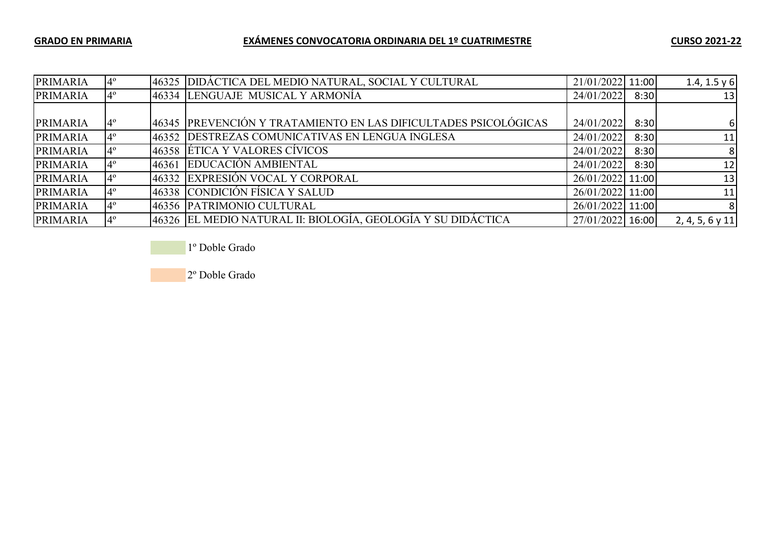**GRADO EN PRIMARIA** **EXÁMENES CONVOCATORIA ORDINARIA DEL 1º CUATRIMESTRE** **CURSO 2021-22**

| | | | | | | |
|---|---|---|---|---|---|---|
| PRIMARIA | 4º | 46325 | DIDÁCTICA DEL MEDIO NATURAL, SOCIAL Y CULTURAL | 21/01/2022 | 11:00 | 1.4, 1.5 y 6 |
| PRIMARIA | 4º | 46334 | LENGUAJE MUSICAL Y ARMONÍA | 24/01/2022 | 8:30 | 13 |
| PRIMARIA | 4º | 46345 | PREVENCIÓN Y TRATAMIENTO EN LAS DIFICULTADES PSICOLÓGICAS | 24/01/2022 | 8:30 | 6 |
| PRIMARIA | 4º | 46352 | DESTREZAS COMUNICATIVAS EN LENGUA INGLESA | 24/01/2022 | 8:30 | 11 |
| PRIMARIA | 4º | 46358 | ÉTICA Y VALORES CÍVICOS | 24/01/2022 | 8:30 | 8 |
| PRIMARIA | 4º | 46361 | EDUCACIÓN AMBIENTAL | 24/01/2022 | 8:30 | 12 |
| PRIMARIA | 4º | 46332 | EXPRESIÓN VOCAL Y CORPORAL | 26/01/2022 | 11:00 | 13 |
| PRIMARIA | 4º | 46338 | CONDICIÓN FÍSICA Y SALUD | 26/01/2022 | 11:00 | 11 |
| PRIMARIA | 4º | 46356 | PATRIMONIO CULTURAL | 26/01/2022 | 11:00 | 8 |
| PRIMARIA | 4º | 46326 | EL MEDIO NATURAL II: BIOLOGÍA, GEOLOGÍA Y SU DIDÁCTICA | 27/01/2022 | 16:00 | 2, 4, 5, 6 y 11 |

1º Doble Grado

2º Doble Grado